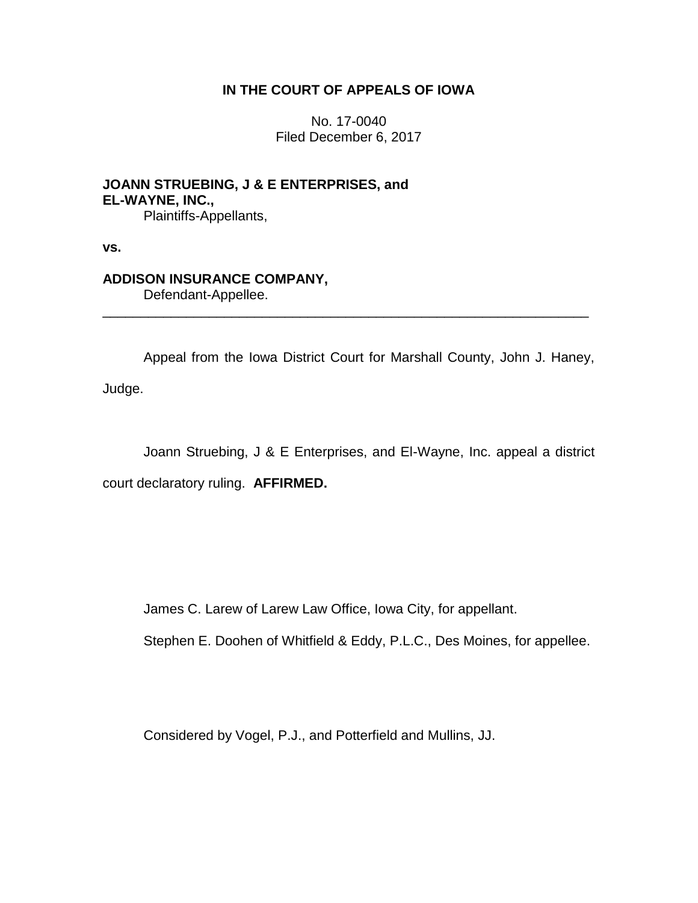**IN THE COURT OF APPEALS OF IOWA**

No. 17-0040
Filed December 6, 2017

**JOANN STRUEBING, J & E ENTERPRISES, and EL-WAYNE, INC.,**
Plaintiffs-Appellants,

**vs.**

**ADDISON INSURANCE COMPANY,**
Defendant-Appellee.

---

Appeal from the Iowa District Court for Marshall County, John J. Haney, Judge.

Joann Struebing, J & E Enterprises, and El-Wayne, Inc. appeal a district court declaratory ruling. **AFFIRMED.**

James C. Larew of Larew Law Office, Iowa City, for appellant.

Stephen E. Doohen of Whitfield & Eddy, P.L.C., Des Moines, for appellee.

Considered by Vogel, P.J., and Potterfield and Mullins, JJ.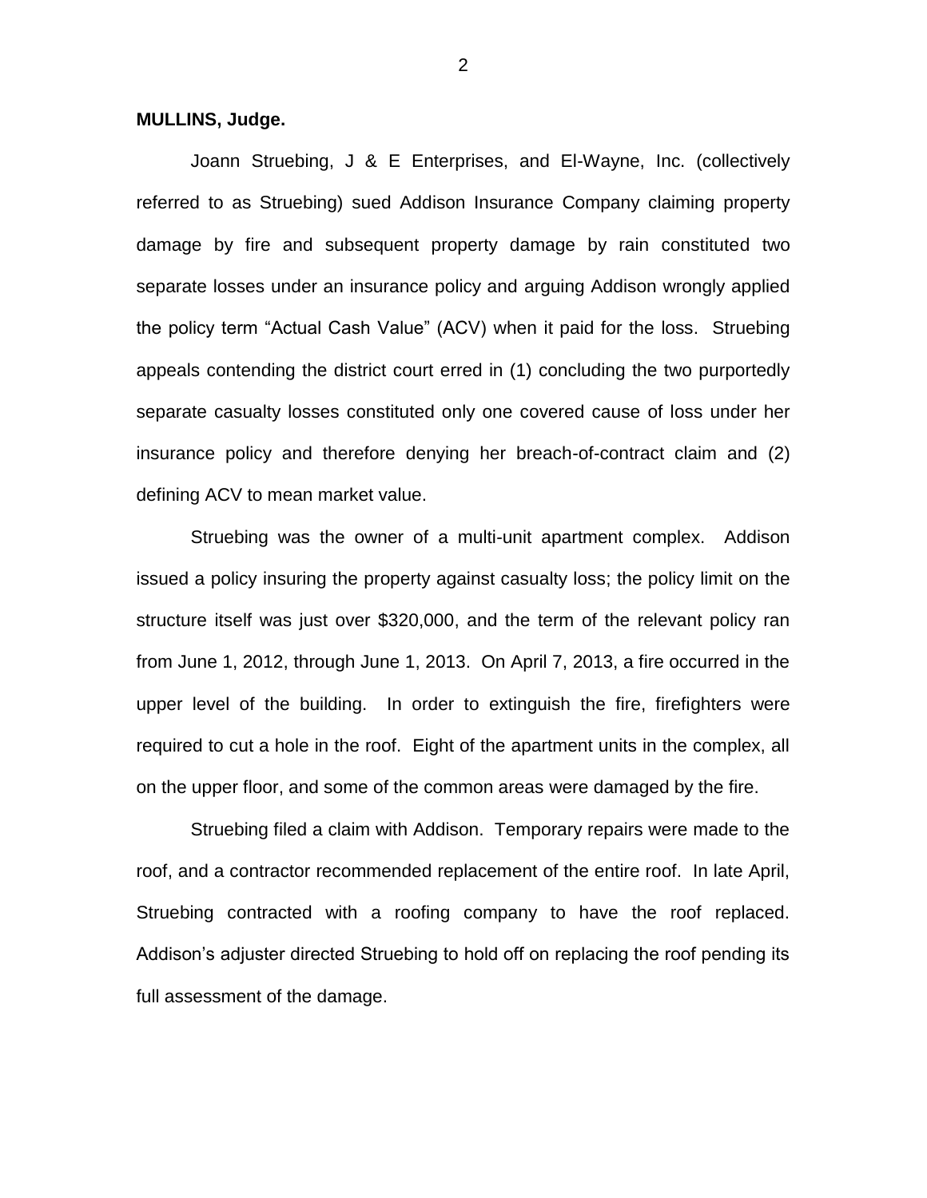**MULLINS, Judge.**

Joann Struebing, J & E Enterprises, and El-Wayne, Inc. (collectively referred to as Struebing) sued Addison Insurance Company claiming property damage by fire and subsequent property damage by rain constituted two separate losses under an insurance policy and arguing Addison wrongly applied the policy term "Actual Cash Value" (ACV) when it paid for the loss. Struebing appeals contending the district court erred in (1) concluding the two purportedly separate casualty losses constituted only one covered cause of loss under her insurance policy and therefore denying her breach-of-contract claim and (2) defining ACV to mean market value.

Struebing was the owner of a multi-unit apartment complex. Addison issued a policy insuring the property against casualty loss; the policy limit on the structure itself was just over $320,000, and the term of the relevant policy ran from June 1, 2012, through June 1, 2013. On April 7, 2013, a fire occurred in the upper level of the building. In order to extinguish the fire, firefighters were required to cut a hole in the roof. Eight of the apartment units in the complex, all on the upper floor, and some of the common areas were damaged by the fire.

Struebing filed a claim with Addison. Temporary repairs were made to the roof, and a contractor recommended replacement of the entire roof. In late April, Struebing contracted with a roofing company to have the roof replaced. Addison's adjuster directed Struebing to hold off on replacing the roof pending its full assessment of the damage.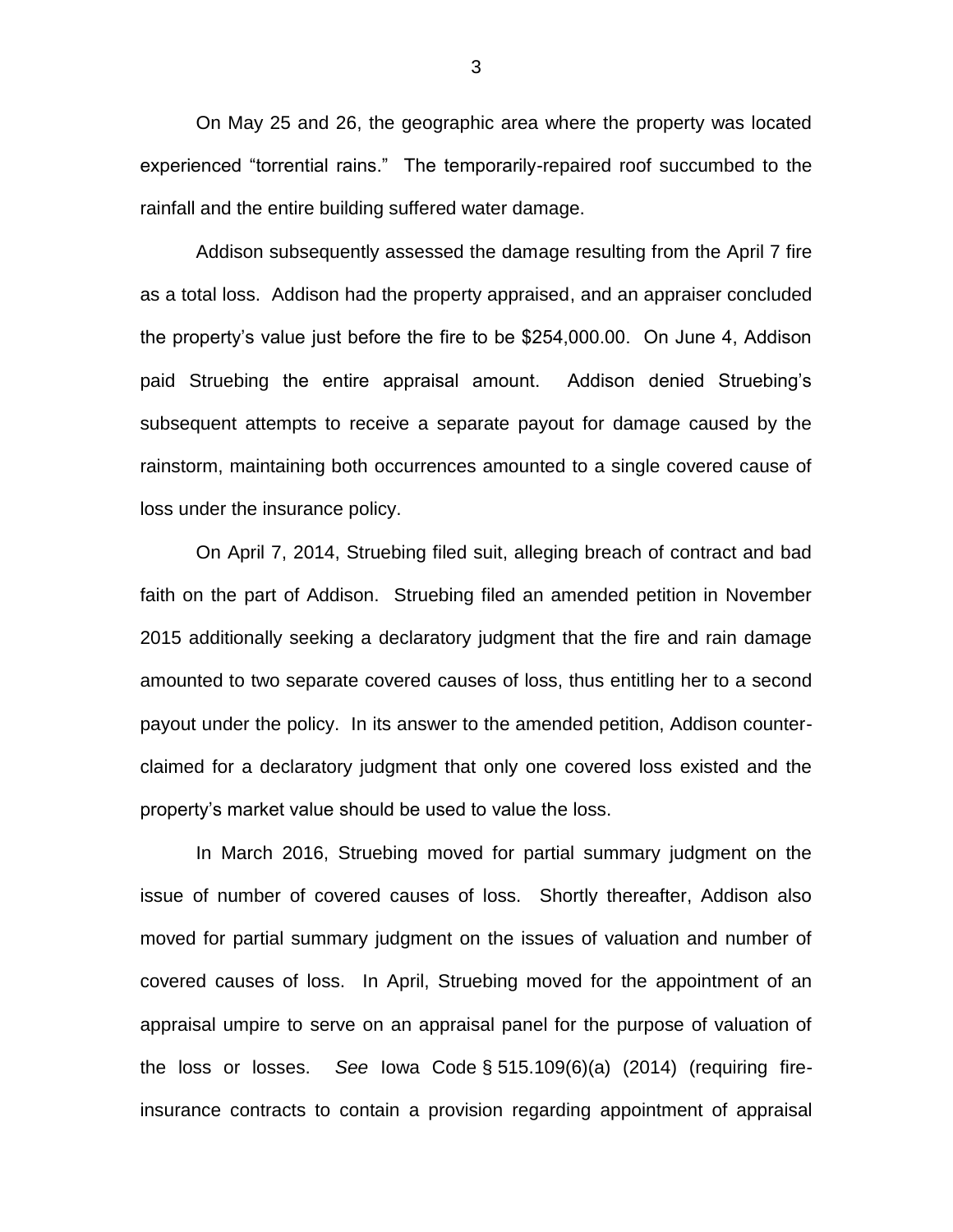On May 25 and 26, the geographic area where the property was located experienced "torrential rains." The temporarily-repaired roof succumbed to the rainfall and the entire building suffered water damage.

Addison subsequently assessed the damage resulting from the April 7 fire as a total loss. Addison had the property appraised, and an appraiser concluded the property's value just before the fire to be $254,000.00. On June 4, Addison paid Struebing the entire appraisal amount. Addison denied Struebing's subsequent attempts to receive a separate payout for damage caused by the rainstorm, maintaining both occurrences amounted to a single covered cause of loss under the insurance policy.

On April 7, 2014, Struebing filed suit, alleging breach of contract and bad faith on the part of Addison. Struebing filed an amended petition in November 2015 additionally seeking a declaratory judgment that the fire and rain damage amounted to two separate covered causes of loss, thus entitling her to a second payout under the policy. In its answer to the amended petition, Addison counter-claimed for a declaratory judgment that only one covered loss existed and the property's market value should be used to value the loss.

In March 2016, Struebing moved for partial summary judgment on the issue of number of covered causes of loss. Shortly thereafter, Addison also moved for partial summary judgment on the issues of valuation and number of covered causes of loss. In April, Struebing moved for the appointment of an appraisal umpire to serve on an appraisal panel for the purpose of valuation of the loss or losses. *See* Iowa Code § 515.109(6)(a) (2014) (requiring fire-insurance contracts to contain a provision regarding appointment of appraisal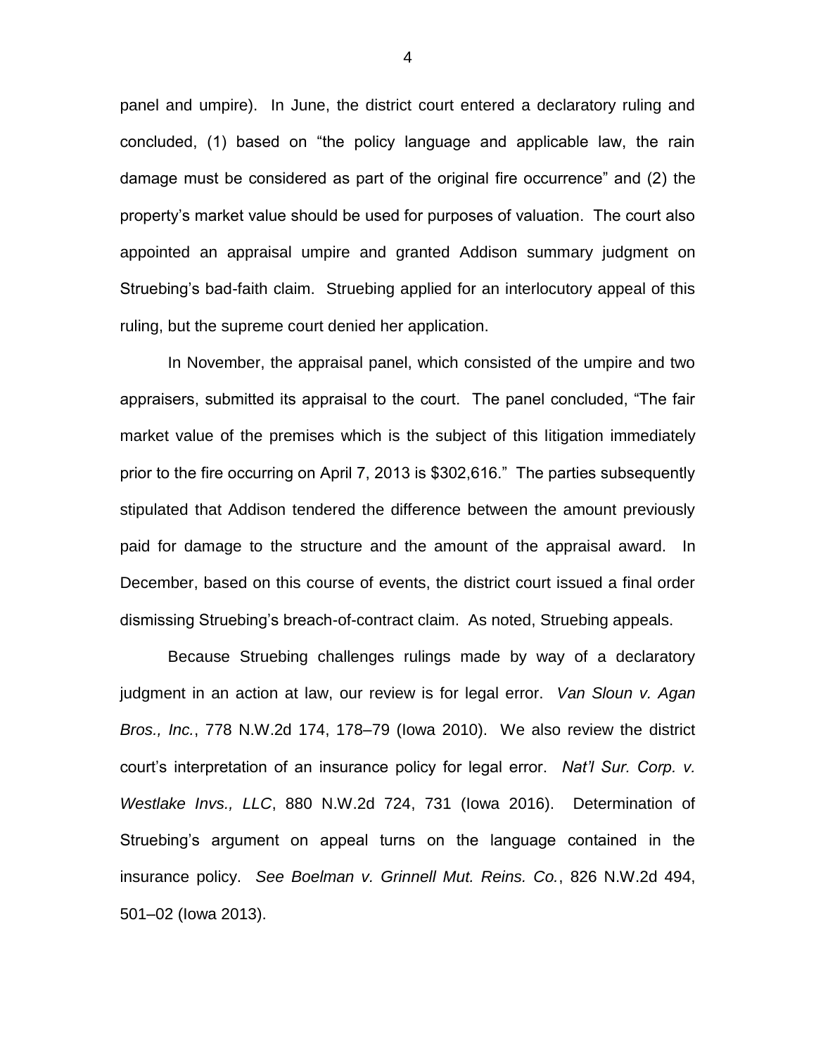panel and umpire). In June, the district court entered a declaratory ruling and concluded, (1) based on "the policy language and applicable law, the rain damage must be considered as part of the original fire occurrence" and (2) the property's market value should be used for purposes of valuation. The court also appointed an appraisal umpire and granted Addison summary judgment on Struebing's bad-faith claim. Struebing applied for an interlocutory appeal of this ruling, but the supreme court denied her application.

In November, the appraisal panel, which consisted of the umpire and two appraisers, submitted its appraisal to the court. The panel concluded, "The fair market value of the premises which is the subject of this litigation immediately prior to the fire occurring on April 7, 2013 is $302,616." The parties subsequently stipulated that Addison tendered the difference between the amount previously paid for damage to the structure and the amount of the appraisal award. In December, based on this course of events, the district court issued a final order dismissing Struebing's breach-of-contract claim. As noted, Struebing appeals.

Because Struebing challenges rulings made by way of a declaratory judgment in an action at law, our review is for legal error. *Van Sloun v. Agan Bros., Inc.*, 778 N.W.2d 174, 178–79 (Iowa 2010). We also review the district court's interpretation of an insurance policy for legal error. *Nat'l Sur. Corp. v. Westlake Invs., LLC*, 880 N.W.2d 724, 731 (Iowa 2016). Determination of Struebing's argument on appeal turns on the language contained in the insurance policy. *See Boelman v. Grinnell Mut. Reins. Co.*, 826 N.W.2d 494, 501–02 (Iowa 2013).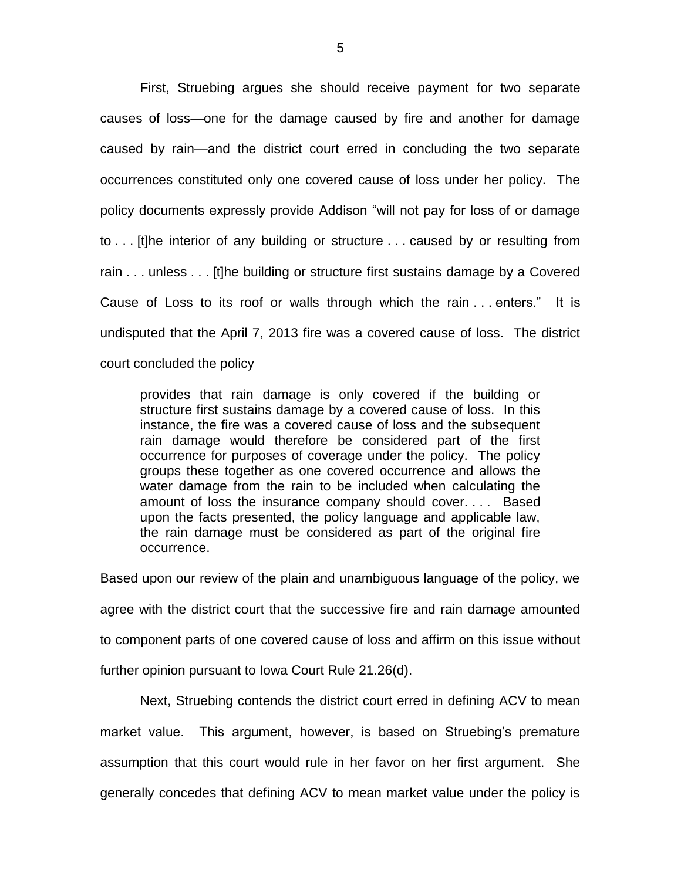First, Struebing argues she should receive payment for two separate causes of loss—one for the damage caused by fire and another for damage caused by rain—and the district court erred in concluding the two separate occurrences constituted only one covered cause of loss under her policy. The policy documents expressly provide Addison "will not pay for loss of or damage to . . . [t]he interior of any building or structure . . . caused by or resulting from rain . . . unless . . . [t]he building or structure first sustains damage by a Covered Cause of Loss to its roof or walls through which the rain . . . enters." It is undisputed that the April 7, 2013 fire was a covered cause of loss. The district court concluded the policy

> provides that rain damage is only covered if the building or structure first sustains damage by a covered cause of loss. In this instance, the fire was a covered cause of loss and the subsequent rain damage would therefore be considered part of the first occurrence for purposes of coverage under the policy. The policy groups these together as one covered occurrence and allows the water damage from the rain to be included when calculating the amount of loss the insurance company should cover. . . . Based upon the facts presented, the policy language and applicable law, the rain damage must be considered as part of the original fire occurrence.

Based upon our review of the plain and unambiguous language of the policy, we agree with the district court that the successive fire and rain damage amounted to component parts of one covered cause of loss and affirm on this issue without further opinion pursuant to Iowa Court Rule 21.26(d).

Next, Struebing contends the district court erred in defining ACV to mean market value. This argument, however, is based on Struebing's premature assumption that this court would rule in her favor on her first argument. She generally concedes that defining ACV to mean market value under the policy is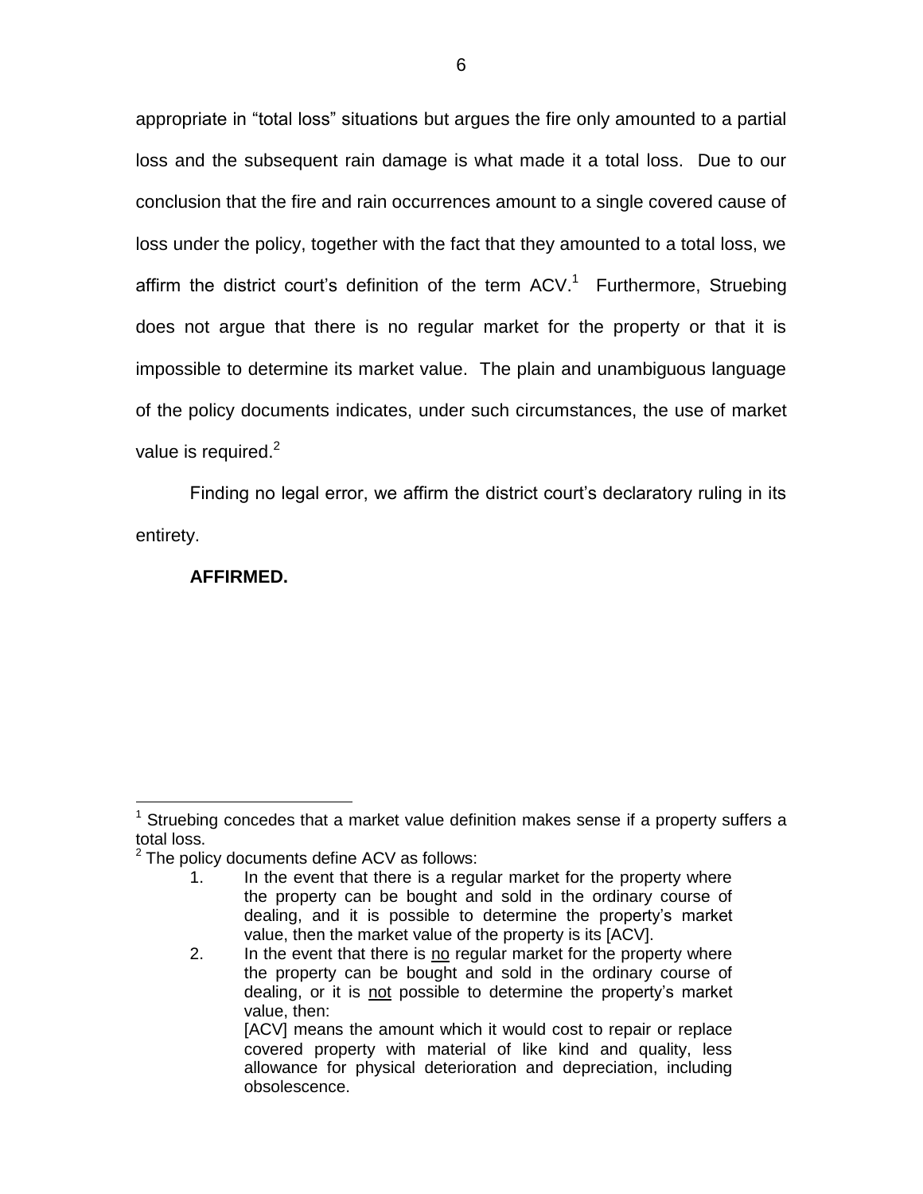appropriate in "total loss" situations but argues the fire only amounted to a partial loss and the subsequent rain damage is what made it a total loss. Due to our conclusion that the fire and rain occurrences amount to a single covered cause of loss under the policy, together with the fact that they amounted to a total loss, we affirm the district court's definition of the term ACV.[1] Furthermore, Struebing does not argue that there is no regular market for the property or that it is impossible to determine its market value. The plain and unambiguous language of the policy documents indicates, under such circumstances, the use of market value is required.[2]

Finding no legal error, we affirm the district court's declaratory ruling in its entirety.

**AFFIRMED.**

---

[1] Struebing concedes that a market value definition makes sense if a property suffers a total loss.

[2] The policy documents define ACV as follows:

> 1. In the event that there is a regular market for the property where the property can be bought and sold in the ordinary course of dealing, and it is possible to determine the property's market value, then the market value of the property is its [ACV].
> 2. In the event that there is <u>no</u> regular market for the property where the property can be bought and sold in the ordinary course of dealing, or it is <u>not</u> possible to determine the property's market value, then:
>
>    [ACV] means the amount which it would cost to repair or replace covered property with material of like kind and quality, less allowance for physical deterioration and depreciation, including obsolescence.